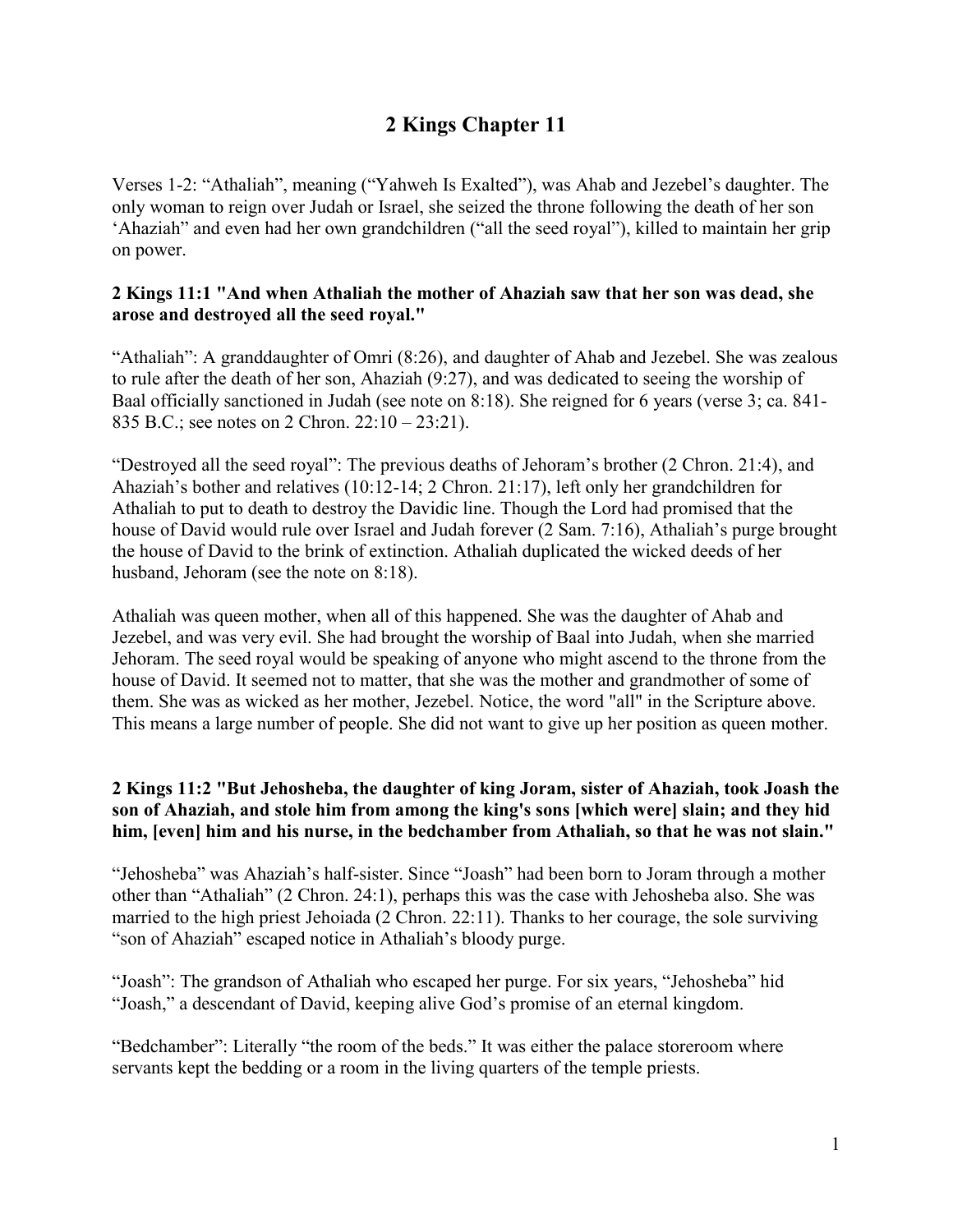# 2 Kings Chapter 11

Verses 1-2: “Athaliah”, meaning (“Yahweh Is Exalted”), was Ahab and Jezebel’s daughter. The only woman to reign over Judah or Israel, she seized the throne following the death of her son ‘Ahaziah” and even had her own grandchildren (“all the seed royal”), killed to maintain her grip on power.

**2 Kings 11:1 "And when Athaliah the mother of Ahaziah saw that her son was dead, she arose and destroyed all the seed royal."**

“Athaliah”: A granddaughter of Omri (8:26), and daughter of Ahab and Jezebel. She was zealous to rule after the death of her son, Ahaziah (9:27), and was dedicated to seeing the worship of Baal officially sanctioned in Judah (see note on 8:18). She reigned for 6 years (verse 3; ca. 841-835 B.C.; see notes on 2 Chron. 22:10 – 23:21).

“Destroyed all the seed royal”: The previous deaths of Jehoram’s brother (2 Chron. 21:4), and Ahaziah’s bother and relatives (10:12-14; 2 Chron. 21:17), left only her grandchildren for Athaliah to put to death to destroy the Davidic line. Though the Lord had promised that the house of David would rule over Israel and Judah forever (2 Sam. 7:16), Athaliah’s purge brought the house of David to the brink of extinction. Athaliah duplicated the wicked deeds of her husband, Jehoram (see the note on 8:18).

Athaliah was queen mother, when all of this happened. She was the daughter of Ahab and Jezebel, and was very evil. She had brought the worship of Baal into Judah, when she married Jehoram. The seed royal would be speaking of anyone who might ascend to the throne from the house of David. It seemed not to matter, that she was the mother and grandmother of some of them. She was as wicked as her mother, Jezebel. Notice, the word "all" in the Scripture above. This means a large number of people. She did not want to give up her position as queen mother.

**2 Kings 11:2 "But Jehosheba, the daughter of king Joram, sister of Ahaziah, took Joash the son of Ahaziah, and stole him from among the king's sons [which were] slain; and they hid him, [even] him and his nurse, in the bedchamber from Athaliah, so that he was not slain."**

“Jehosheba” was Ahaziah’s half-sister. Since “Joash” had been born to Joram through a mother other than “Athaliah” (2 Chron. 24:1), perhaps this was the case with Jehosheba also. She was married to the high priest Jehoiada (2 Chron. 22:11). Thanks to her courage, the sole surviving “son of Ahaziah” escaped notice in Athaliah’s bloody purge.

“Joash”: The grandson of Athaliah who escaped her purge. For six years, “Jehosheba” hid “Joash,” a descendant of David, keeping alive God’s promise of an eternal kingdom.

“Bedchamber”: Literally “the room of the beds.” It was either the palace storeroom where servants kept the bedding or a room in the living quarters of the temple priests.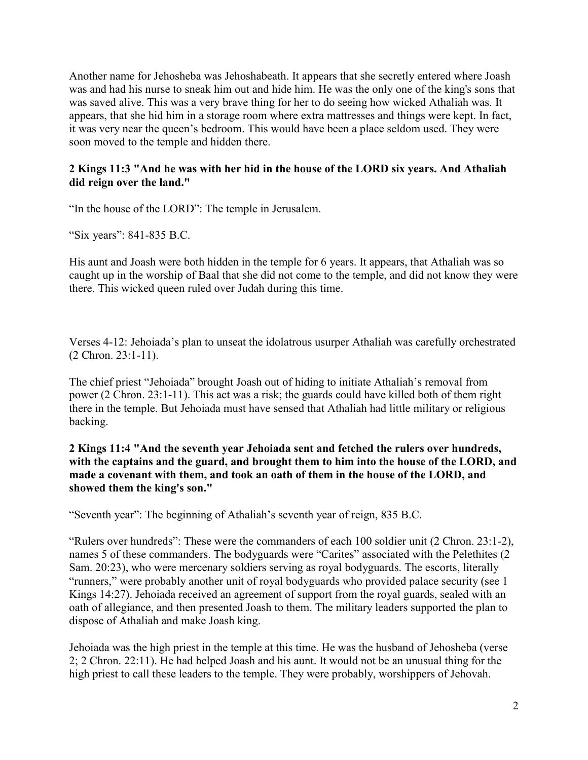Another name for Jehosheba was Jehoshabeath. It appears that she secretly entered where Joash was and had his nurse to sneak him out and hide him. He was the only one of the king's sons that was saved alive. This was a very brave thing for her to do seeing how wicked Athaliah was. It appears, that she hid him in a storage room where extra mattresses and things were kept. In fact, it was very near the queen's bedroom. This would have been a place seldom used. They were soon moved to the temple and hidden there.

**2 Kings 11:3 "And he was with her hid in the house of the LORD six years. And Athaliah did reign over the land."**

"In the house of the LORD": The temple in Jerusalem.

"Six years": 841-835 B.C.

His aunt and Joash were both hidden in the temple for 6 years. It appears, that Athaliah was so caught up in the worship of Baal that she did not come to the temple, and did not know they were there. This wicked queen ruled over Judah during this time.

Verses 4-12: Jehoiada's plan to unseat the idolatrous usurper Athaliah was carefully orchestrated (2 Chron. 23:1-11).

The chief priest "Jehoiada" brought Joash out of hiding to initiate Athaliah's removal from power (2 Chron. 23:1-11). This act was a risk; the guards could have killed both of them right there in the temple. But Jehoiada must have sensed that Athaliah had little military or religious backing.

**2 Kings 11:4 "And the seventh year Jehoiada sent and fetched the rulers over hundreds, with the captains and the guard, and brought them to him into the house of the LORD, and made a covenant with them, and took an oath of them in the house of the LORD, and showed them the king's son."**

"Seventh year": The beginning of Athaliah's seventh year of reign, 835 B.C.

"Rulers over hundreds": These were the commanders of each 100 soldier unit (2 Chron. 23:1-2), names 5 of these commanders. The bodyguards were "Carites" associated with the Pelethites (2 Sam. 20:23), who were mercenary soldiers serving as royal bodyguards. The escorts, literally "runners," were probably another unit of royal bodyguards who provided palace security (see 1 Kings 14:27). Jehoiada received an agreement of support from the royal guards, sealed with an oath of allegiance, and then presented Joash to them. The military leaders supported the plan to dispose of Athaliah and make Joash king.

Jehoiada was the high priest in the temple at this time. He was the husband of Jehosheba (verse 2; 2 Chron. 22:11). He had helped Joash and his aunt. It would not be an unusual thing for the high priest to call these leaders to the temple. They were probably, worshippers of Jehovah.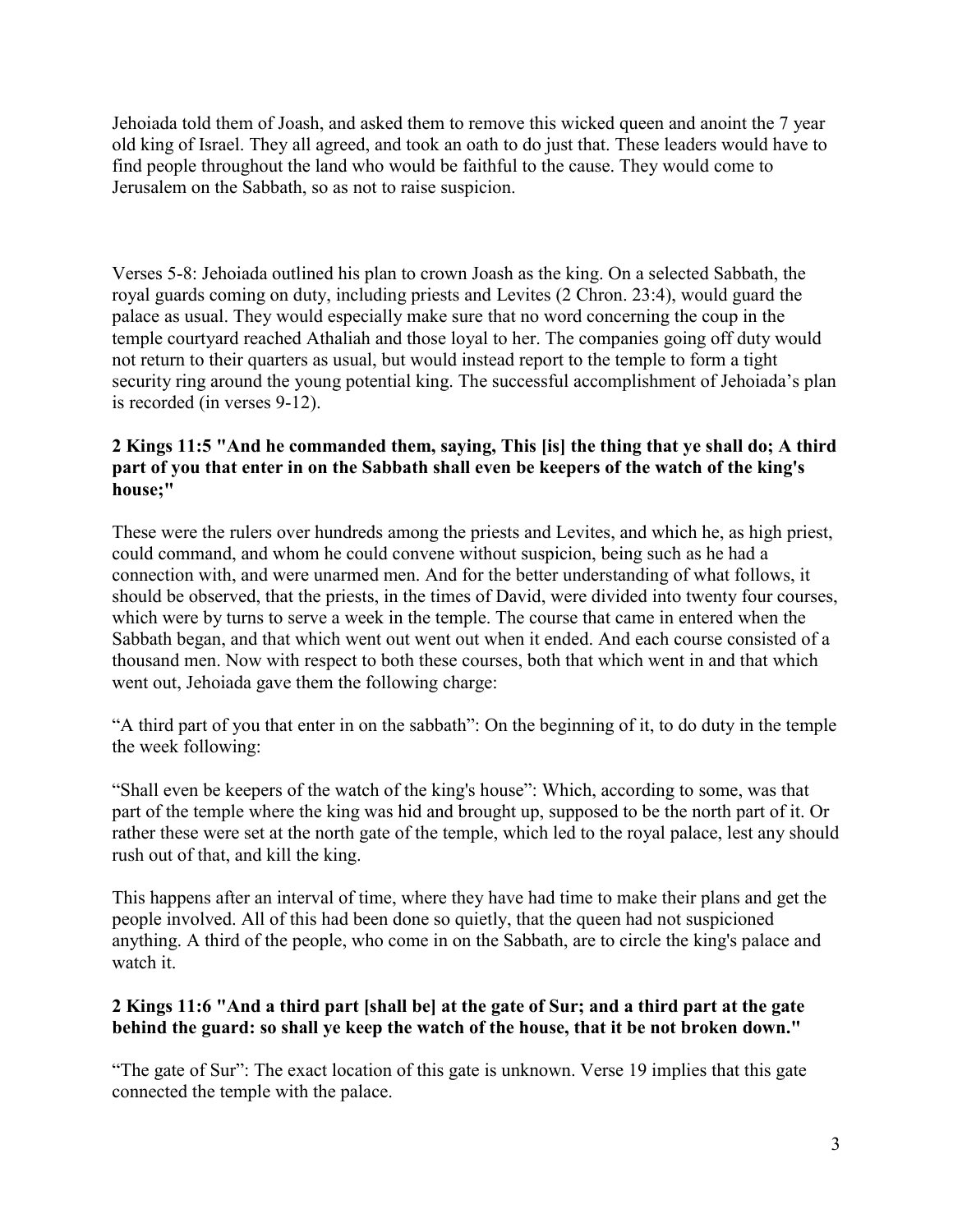Jehoiada told them of Joash, and asked them to remove this wicked queen and anoint the 7 year old king of Israel. They all agreed, and took an oath to do just that. These leaders would have to find people throughout the land who would be faithful to the cause. They would come to Jerusalem on the Sabbath, so as not to raise suspicion.

Verses 5-8: Jehoiada outlined his plan to crown Joash as the king. On a selected Sabbath, the royal guards coming on duty, including priests and Levites (2 Chron. 23:4), would guard the palace as usual. They would especially make sure that no word concerning the coup in the temple courtyard reached Athaliah and those loyal to her. The companies going off duty would not return to their quarters as usual, but would instead report to the temple to form a tight security ring around the young potential king. The successful accomplishment of Jehoiada's plan is recorded (in verses 9-12).

**2 Kings 11:5 "And he commanded them, saying, This [is] the thing that ye shall do; A third part of you that enter in on the Sabbath shall even be keepers of the watch of the king's house;"**

These were the rulers over hundreds among the priests and Levites, and which he, as high priest, could command, and whom he could convene without suspicion, being such as he had a connection with, and were unarmed men. And for the better understanding of what follows, it should be observed, that the priests, in the times of David, were divided into twenty four courses, which were by turns to serve a week in the temple. The course that came in entered when the Sabbath began, and that which went out went out when it ended. And each course consisted of a thousand men. Now with respect to both these courses, both that which went in and that which went out, Jehoiada gave them the following charge:

"A third part of you that enter in on the sabbath": On the beginning of it, to do duty in the temple the week following:

"Shall even be keepers of the watch of the king's house": Which, according to some, was that part of the temple where the king was hid and brought up, supposed to be the north part of it. Or rather these were set at the north gate of the temple, which led to the royal palace, lest any should rush out of that, and kill the king.

This happens after an interval of time, where they have had time to make their plans and get the people involved. All of this had been done so quietly, that the queen had not suspicioned anything. A third of the people, who come in on the Sabbath, are to circle the king's palace and watch it.

**2 Kings 11:6 "And a third part [shall be] at the gate of Sur; and a third part at the gate behind the guard: so shall ye keep the watch of the house, that it be not broken down."**

"The gate of Sur": The exact location of this gate is unknown. Verse 19 implies that this gate connected the temple with the palace.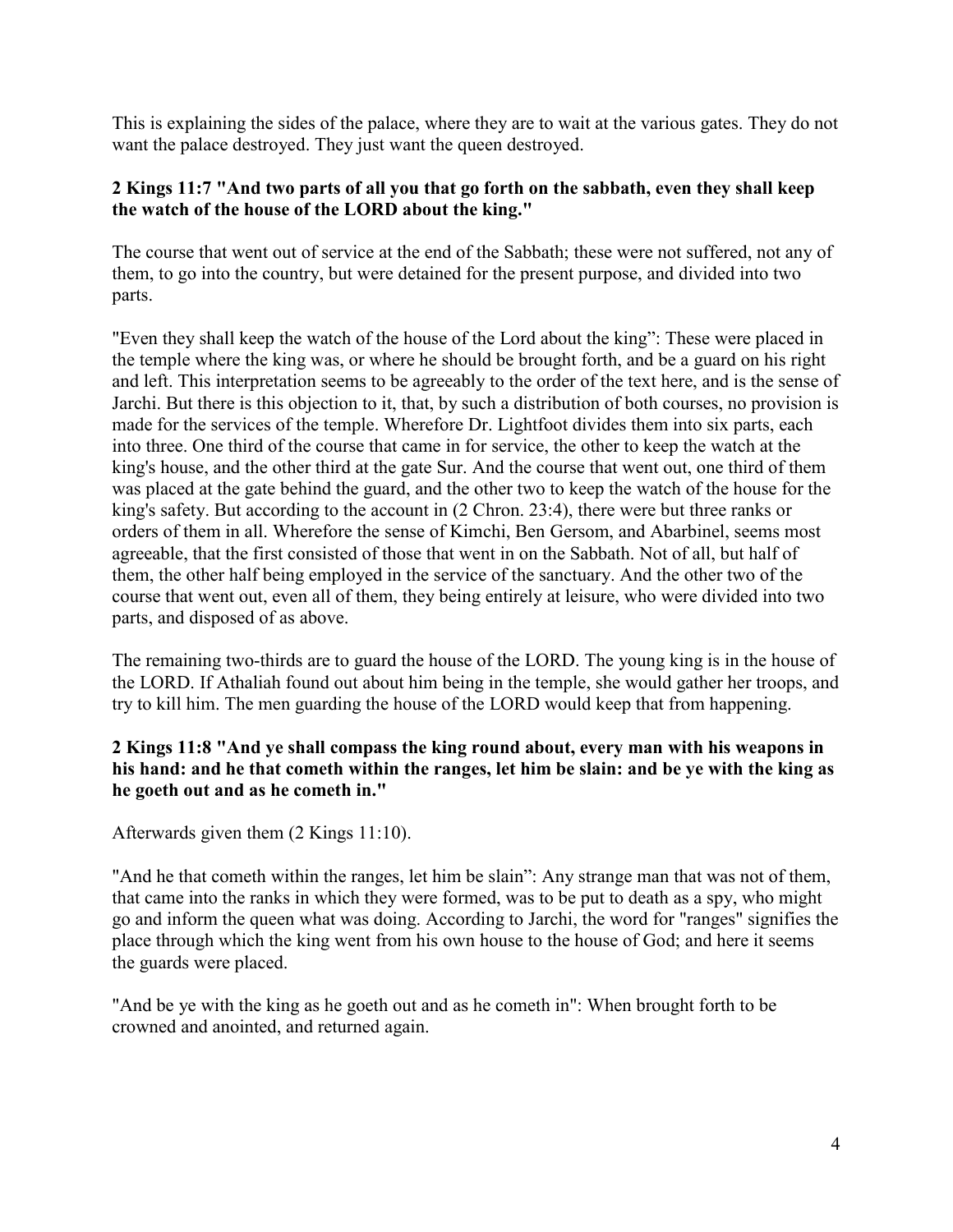This is explaining the sides of the palace, where they are to wait at the various gates. They do not want the palace destroyed. They just want the queen destroyed.

**2 Kings 11:7 "And two parts of all you that go forth on the sabbath, even they shall keep the watch of the house of the LORD about the king."**

The course that went out of service at the end of the Sabbath; these were not suffered, not any of them, to go into the country, but were detained for the present purpose, and divided into two parts.

"Even they shall keep the watch of the house of the Lord about the king": These were placed in the temple where the king was, or where he should be brought forth, and be a guard on his right and left. This interpretation seems to be agreeably to the order of the text here, and is the sense of Jarchi. But there is this objection to it, that, by such a distribution of both courses, no provision is made for the services of the temple. Wherefore Dr. Lightfoot divides them into six parts, each into three. One third of the course that came in for service, the other to keep the watch at the king's house, and the other third at the gate Sur. And the course that went out, one third of them was placed at the gate behind the guard, and the other two to keep the watch of the house for the king's safety. But according to the account in (2 Chron. 23:4), there were but three ranks or orders of them in all. Wherefore the sense of Kimchi, Ben Gersom, and Abarbinel, seems most agreeable, that the first consisted of those that went in on the Sabbath. Not of all, but half of them, the other half being employed in the service of the sanctuary. And the other two of the course that went out, even all of them, they being entirely at leisure, who were divided into two parts, and disposed of as above.

The remaining two-thirds are to guard the house of the LORD. The young king is in the house of the LORD. If Athaliah found out about him being in the temple, she would gather her troops, and try to kill him. The men guarding the house of the LORD would keep that from happening.

**2 Kings 11:8 "And ye shall compass the king round about, every man with his weapons in his hand: and he that cometh within the ranges, let him be slain: and be ye with the king as he goeth out and as he cometh in."**

Afterwards given them (2 Kings 11:10).

"And he that cometh within the ranges, let him be slain": Any strange man that was not of them, that came into the ranks in which they were formed, was to be put to death as a spy, who might go and inform the queen what was doing. According to Jarchi, the word for "ranges" signifies the place through which the king went from his own house to the house of God; and here it seems the guards were placed.

"And be ye with the king as he goeth out and as he cometh in": When brought forth to be crowned and anointed, and returned again.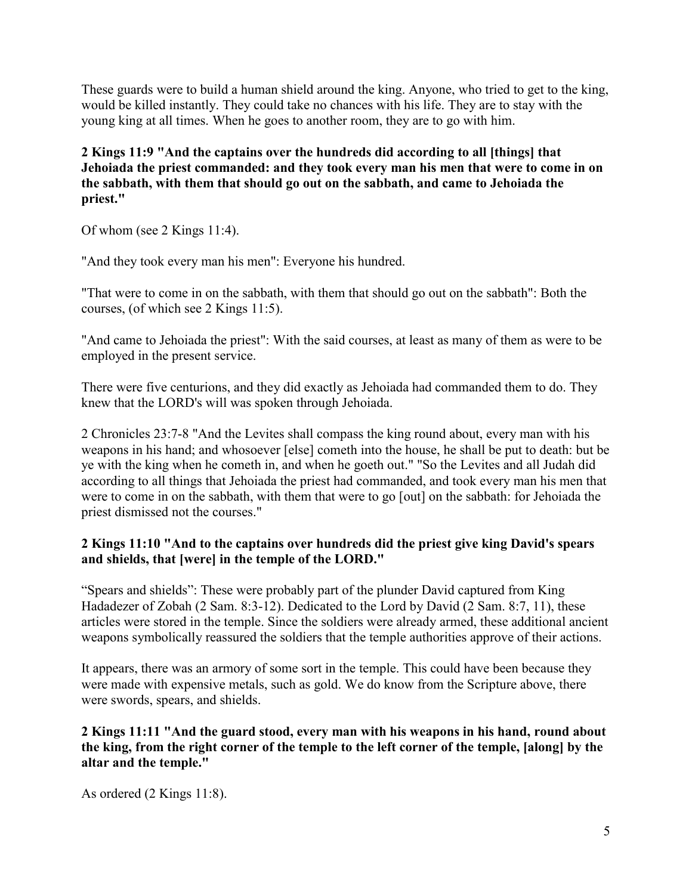These guards were to build a human shield around the king. Anyone, who tried to get to the king, would be killed instantly. They could take no chances with his life. They are to stay with the young king at all times. When he goes to another room, they are to go with him.

**2 Kings 11:9 "And the captains over the hundreds did according to all [things] that Jehoiada the priest commanded: and they took every man his men that were to come in on the sabbath, with them that should go out on the sabbath, and came to Jehoiada the priest."**

Of whom (see 2 Kings 11:4).

"And they took every man his men": Everyone his hundred.

"That were to come in on the sabbath, with them that should go out on the sabbath": Both the courses, (of which see 2 Kings 11:5).

"And came to Jehoiada the priest": With the said courses, at least as many of them as were to be employed in the present service.

There were five centurions, and they did exactly as Jehoiada had commanded them to do. They knew that the LORD's will was spoken through Jehoiada.

2 Chronicles 23:7-8 "And the Levites shall compass the king round about, every man with his weapons in his hand; and whosoever [else] cometh into the house, he shall be put to death: but be ye with the king when he cometh in, and when he goeth out." "So the Levites and all Judah did according to all things that Jehoiada the priest had commanded, and took every man his men that were to come in on the sabbath, with them that were to go [out] on the sabbath: for Jehoiada the priest dismissed not the courses."

**2 Kings 11:10 "And to the captains over hundreds did the priest give king David's spears and shields, that [were] in the temple of the LORD."**

“Spears and shields”: These were probably part of the plunder David captured from King Hadadezer of Zobah (2 Sam. 8:3-12). Dedicated to the Lord by David (2 Sam. 8:7, 11), these articles were stored in the temple. Since the soldiers were already armed, these additional ancient weapons symbolically reassured the soldiers that the temple authorities approve of their actions.

It appears, there was an armory of some sort in the temple. This could have been because they were made with expensive metals, such as gold. We do know from the Scripture above, there were swords, spears, and shields.

**2 Kings 11:11 "And the guard stood, every man with his weapons in his hand, round about the king, from the right corner of the temple to the left corner of the temple, [along] by the altar and the temple."**

As ordered (2 Kings 11:8).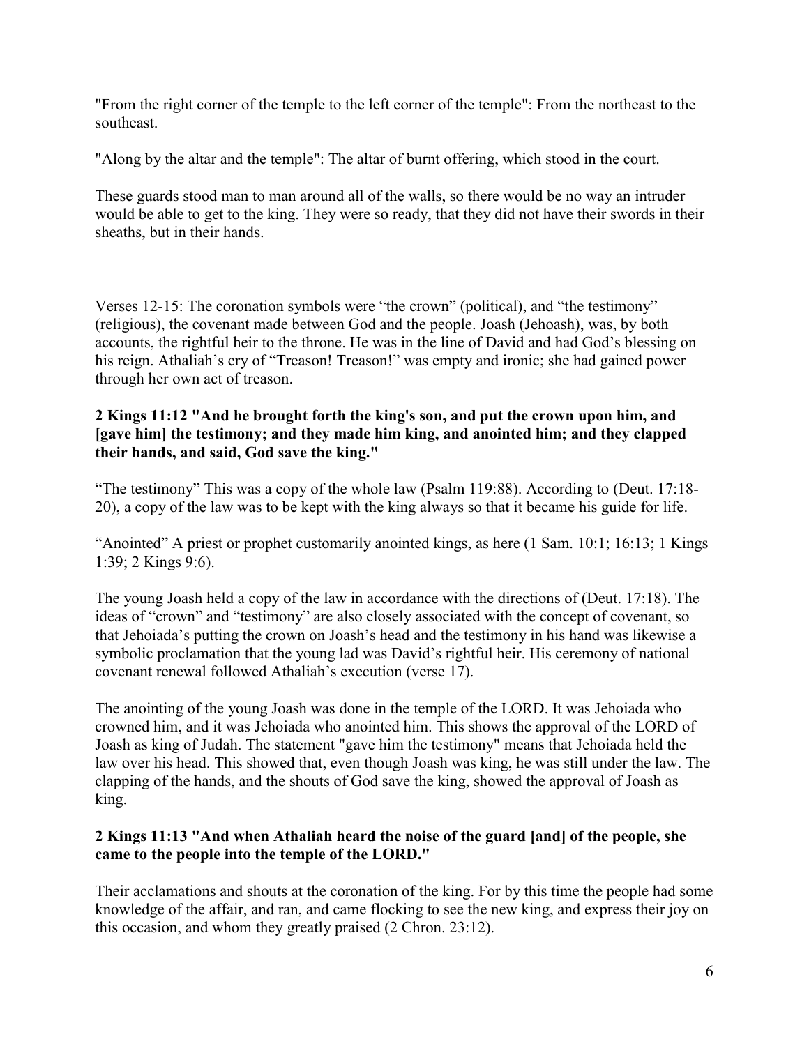"From the right corner of the temple to the left corner of the temple": From the northeast to the southeast.

"Along by the altar and the temple": The altar of burnt offering, which stood in the court.

These guards stood man to man around all of the walls, so there would be no way an intruder would be able to get to the king. They were so ready, that they did not have their swords in their sheaths, but in their hands.

Verses 12-15: The coronation symbols were “the crown” (political), and “the testimony” (religious), the covenant made between God and the people. Joash (Jehoash), was, by both accounts, the rightful heir to the throne. He was in the line of David and had God’s blessing on his reign. Athaliah’s cry of “Treason! Treason!” was empty and ironic; she had gained power through her own act of treason.

**2 Kings 11:12 "And he brought forth the king's son, and put the crown upon him, and [gave him] the testimony; and they made him king, and anointed him; and they clapped their hands, and said, God save the king."**

“The testimony” This was a copy of the whole law (Psalm 119:88). According to (Deut. 17:18-20), a copy of the law was to be kept with the king always so that it became his guide for life.

“Anointed” A priest or prophet customarily anointed kings, as here (1 Sam. 10:1; 16:13; 1 Kings 1:39; 2 Kings 9:6).

The young Joash held a copy of the law in accordance with the directions of (Deut. 17:18). The ideas of “crown” and “testimony” are also closely associated with the concept of covenant, so that Jehoiada’s putting the crown on Joash’s head and the testimony in his hand was likewise a symbolic proclamation that the young lad was David’s rightful heir. His ceremony of national covenant renewal followed Athaliah’s execution (verse 17).

The anointing of the young Joash was done in the temple of the LORD. It was Jehoiada who crowned him, and it was Jehoiada who anointed him. This shows the approval of the LORD of Joash as king of Judah. The statement "gave him the testimony" means that Jehoiada held the law over his head. This showed that, even though Joash was king, he was still under the law. The clapping of the hands, and the shouts of God save the king, showed the approval of Joash as king.

**2 Kings 11:13 "And when Athaliah heard the noise of the guard [and] of the people, she came to the people into the temple of the LORD."**

Their acclamations and shouts at the coronation of the king. For by this time the people had some knowledge of the affair, and ran, and came flocking to see the new king, and express their joy on this occasion, and whom they greatly praised (2 Chron. 23:12).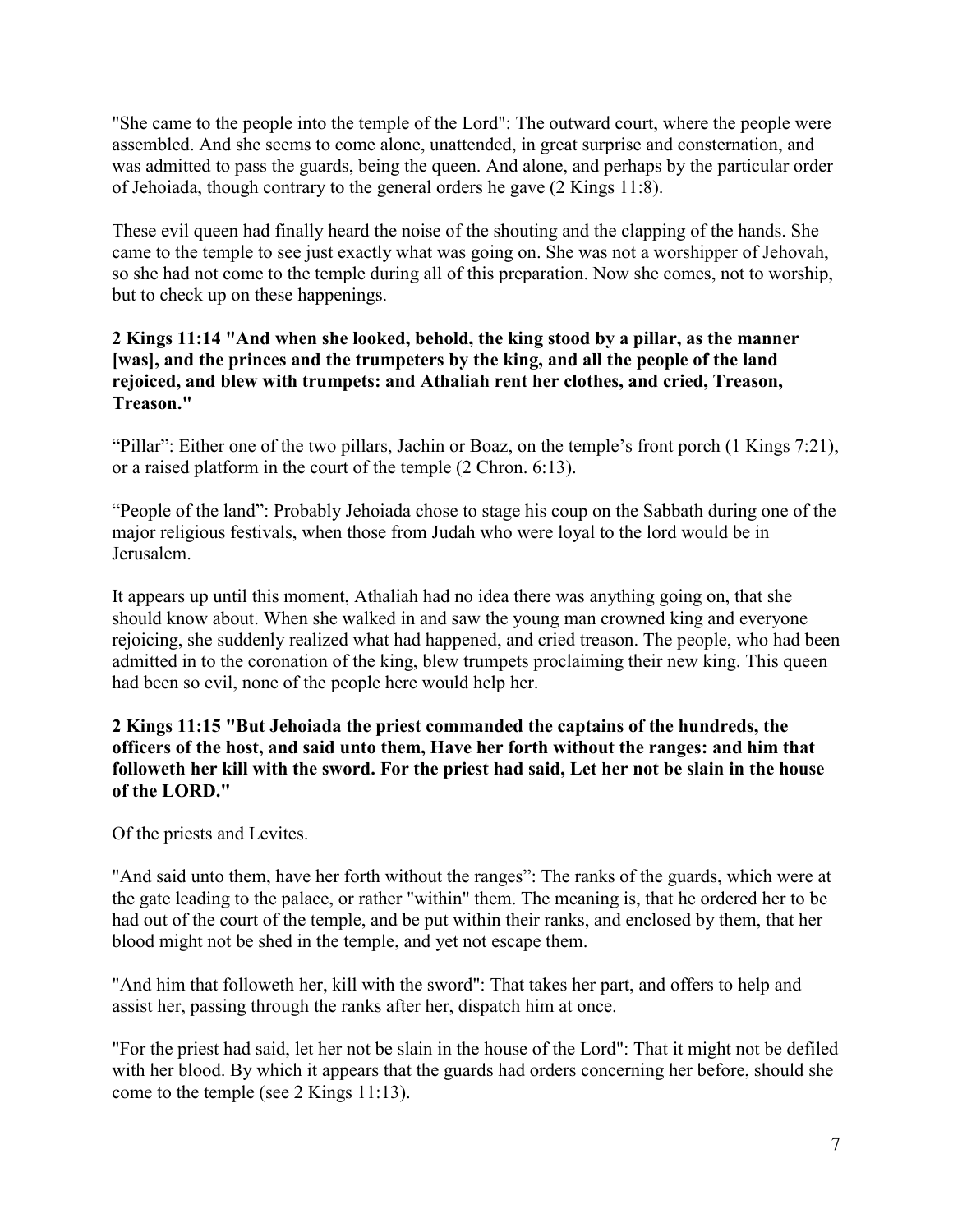"She came to the people into the temple of the Lord": The outward court, where the people were assembled. And she seems to come alone, unattended, in great surprise and consternation, and was admitted to pass the guards, being the queen. And alone, and perhaps by the particular order of Jehoiada, though contrary to the general orders he gave (2 Kings 11:8).

These evil queen had finally heard the noise of the shouting and the clapping of the hands. She came to the temple to see just exactly what was going on. She was not a worshipper of Jehovah, so she had not come to the temple during all of this preparation. Now she comes, not to worship, but to check up on these happenings.

**2 Kings 11:14 "And when she looked, behold, the king stood by a pillar, as the manner [was], and the princes and the trumpeters by the king, and all the people of the land rejoiced, and blew with trumpets: and Athaliah rent her clothes, and cried, Treason, Treason."**

"Pillar": Either one of the two pillars, Jachin or Boaz, on the temple's front porch (1 Kings 7:21), or a raised platform in the court of the temple (2 Chron. 6:13).

"People of the land": Probably Jehoiada chose to stage his coup on the Sabbath during one of the major religious festivals, when those from Judah who were loyal to the lord would be in Jerusalem.

It appears up until this moment, Athaliah had no idea there was anything going on, that she should know about. When she walked in and saw the young man crowned king and everyone rejoicing, she suddenly realized what had happened, and cried treason. The people, who had been admitted in to the coronation of the king, blew trumpets proclaiming their new king. This queen had been so evil, none of the people here would help her.

**2 Kings 11:15 "But Jehoiada the priest commanded the captains of the hundreds, the officers of the host, and said unto them, Have her forth without the ranges: and him that followeth her kill with the sword. For the priest had said, Let her not be slain in the house of the LORD."**

Of the priests and Levites.

"And said unto them, have her forth without the ranges": The ranks of the guards, which were at the gate leading to the palace, or rather "within" them. The meaning is, that he ordered her to be had out of the court of the temple, and be put within their ranks, and enclosed by them, that her blood might not be shed in the temple, and yet not escape them.

"And him that followeth her, kill with the sword": That takes her part, and offers to help and assist her, passing through the ranks after her, dispatch him at once.

"For the priest had said, let her not be slain in the house of the Lord": That it might not be defiled with her blood. By which it appears that the guards had orders concerning her before, should she come to the temple (see 2 Kings 11:13).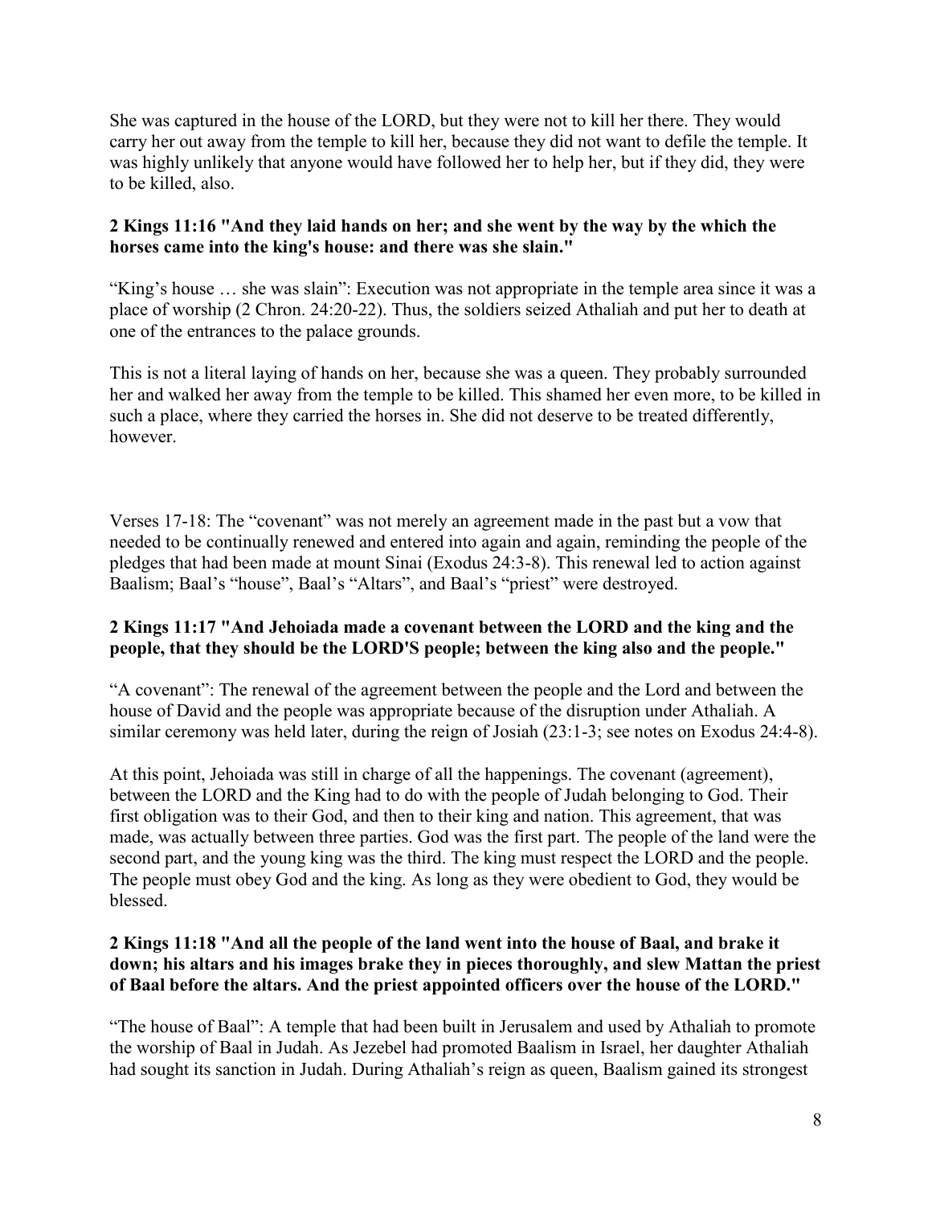She was captured in the house of the LORD, but they were not to kill her there. They would carry her out away from the temple to kill her, because they did not want to defile the temple. It was highly unlikely that anyone would have followed her to help her, but if they did, they were to be killed, also.

**2 Kings 11:16 "And they laid hands on her; and she went by the way by the which the horses came into the king's house: and there was she slain."**

"King's house … she was slain": Execution was not appropriate in the temple area since it was a place of worship (2 Chron. 24:20-22). Thus, the soldiers seized Athaliah and put her to death at one of the entrances to the palace grounds.

This is not a literal laying of hands on her, because she was a queen. They probably surrounded her and walked her away from the temple to be killed. This shamed her even more, to be killed in such a place, where they carried the horses in. She did not deserve to be treated differently, however.

Verses 17-18: The "covenant" was not merely an agreement made in the past but a vow that needed to be continually renewed and entered into again and again, reminding the people of the pledges that had been made at mount Sinai (Exodus 24:3-8). This renewal led to action against Baalism; Baal's "house", Baal's "Altars", and Baal's "priest" were destroyed.

**2 Kings 11:17 "And Jehoiada made a covenant between the LORD and the king and the people, that they should be the LORD'S people; between the king also and the people."**

"A covenant": The renewal of the agreement between the people and the Lord and between the house of David and the people was appropriate because of the disruption under Athaliah. A similar ceremony was held later, during the reign of Josiah (23:1-3; see notes on Exodus 24:4-8).

At this point, Jehoiada was still in charge of all the happenings. The covenant (agreement), between the LORD and the King had to do with the people of Judah belonging to God. Their first obligation was to their God, and then to their king and nation. This agreement, that was made, was actually between three parties. God was the first part. The people of the land were the second part, and the young king was the third. The king must respect the LORD and the people. The people must obey God and the king. As long as they were obedient to God, they would be blessed.

**2 Kings 11:18 "And all the people of the land went into the house of Baal, and brake it down; his altars and his images brake they in pieces thoroughly, and slew Mattan the priest of Baal before the altars. And the priest appointed officers over the house of the LORD."**

"The house of Baal": A temple that had been built in Jerusalem and used by Athaliah to promote the worship of Baal in Judah. As Jezebel had promoted Baalism in Israel, her daughter Athaliah had sought its sanction in Judah. During Athaliah's reign as queen, Baalism gained its strongest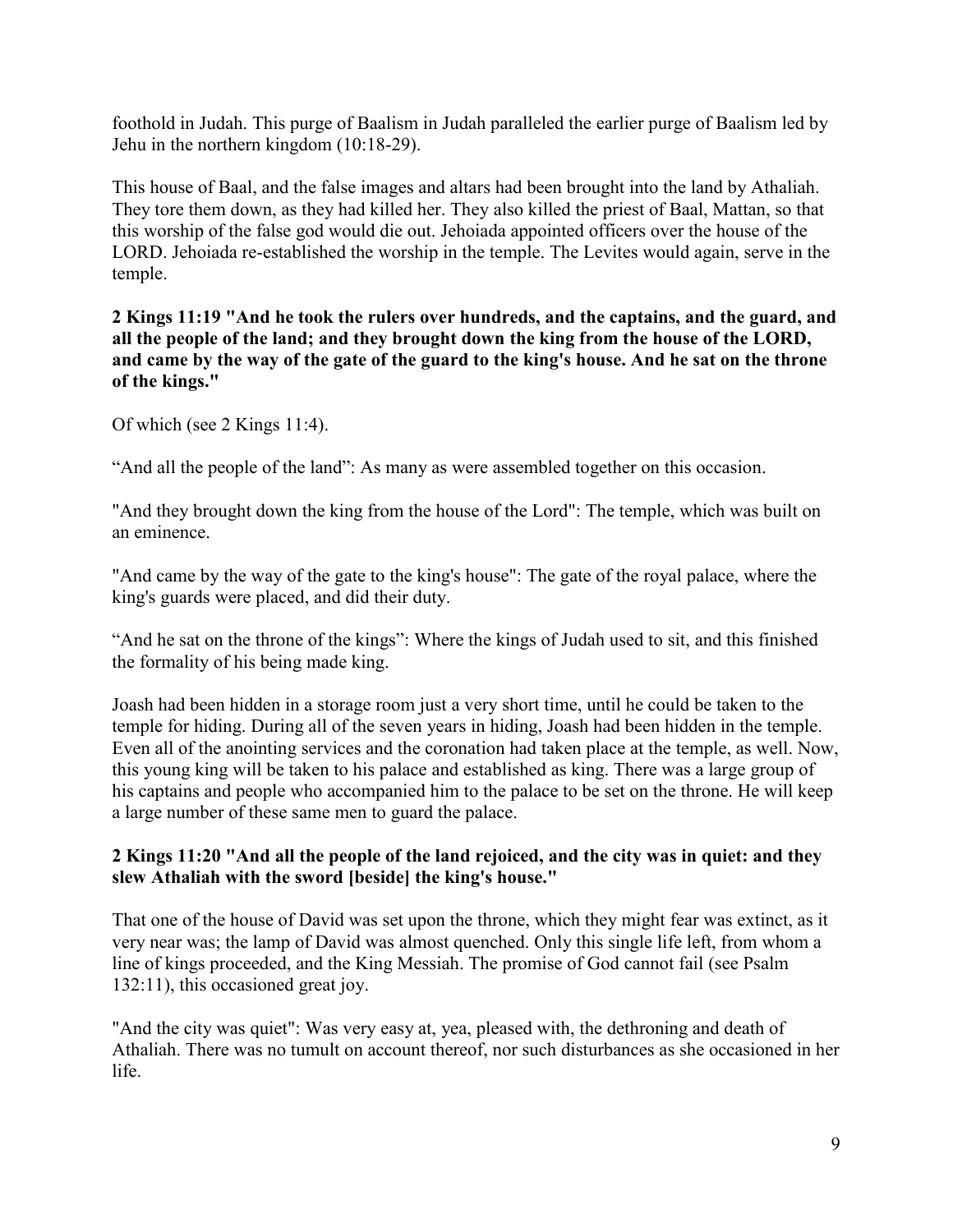foothold in Judah. This purge of Baalism in Judah paralleled the earlier purge of Baalism led by Jehu in the northern kingdom (10:18-29).

This house of Baal, and the false images and altars had been brought into the land by Athaliah. They tore them down, as they had killed her. They also killed the priest of Baal, Mattan, so that this worship of the false god would die out. Jehoiada appointed officers over the house of the LORD. Jehoiada re-established the worship in the temple. The Levites would again, serve in the temple.

**2 Kings 11:19 "And he took the rulers over hundreds, and the captains, and the guard, and all the people of the land; and they brought down the king from the house of the LORD, and came by the way of the gate of the guard to the king's house. And he sat on the throne of the kings."**

Of which (see 2 Kings 11:4).

"And all the people of the land": As many as were assembled together on this occasion.

"And they brought down the king from the house of the Lord": The temple, which was built on an eminence.

"And came by the way of the gate to the king's house": The gate of the royal palace, where the king's guards were placed, and did their duty.

"And he sat on the throne of the kings": Where the kings of Judah used to sit, and this finished the formality of his being made king.

Joash had been hidden in a storage room just a very short time, until he could be taken to the temple for hiding. During all of the seven years in hiding, Joash had been hidden in the temple. Even all of the anointing services and the coronation had taken place at the temple, as well. Now, this young king will be taken to his palace and established as king. There was a large group of his captains and people who accompanied him to the palace to be set on the throne. He will keep a large number of these same men to guard the palace.

**2 Kings 11:20 "And all the people of the land rejoiced, and the city was in quiet: and they slew Athaliah with the sword [beside] the king's house."**

That one of the house of David was set upon the throne, which they might fear was extinct, as it very near was; the lamp of David was almost quenched. Only this single life left, from whom a line of kings proceeded, and the King Messiah. The promise of God cannot fail (see Psalm 132:11), this occasioned great joy.

"And the city was quiet": Was very easy at, yea, pleased with, the dethroning and death of Athaliah. There was no tumult on account thereof, nor such disturbances as she occasioned in her life.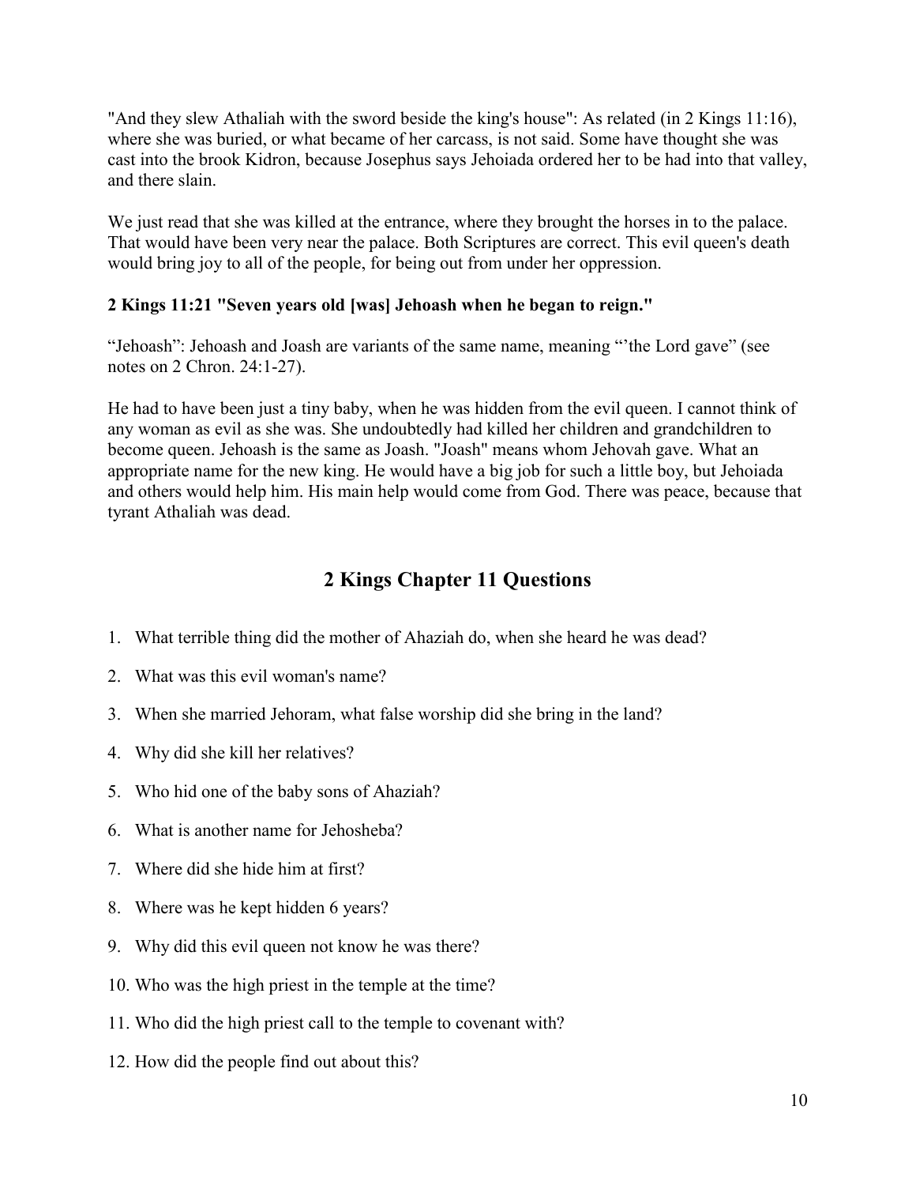"And they slew Athaliah with the sword beside the king's house": As related (in 2 Kings 11:16), where she was buried, or what became of her carcass, is not said. Some have thought she was cast into the brook Kidron, because Josephus says Jehoiada ordered her to be had into that valley, and there slain.

We just read that she was killed at the entrance, where they brought the horses in to the palace. That would have been very near the palace. Both Scriptures are correct. This evil queen's death would bring joy to all of the people, for being out from under her oppression.

**2 Kings 11:21 "Seven years old [was] Jehoash when he began to reign."**

"Jehoash": Jehoash and Joash are variants of the same name, meaning "'the Lord gave" (see notes on 2 Chron. 24:1-27).

He had to have been just a tiny baby, when he was hidden from the evil queen. I cannot think of any woman as evil as she was. She undoubtedly had killed her children and grandchildren to become queen. Jehoash is the same as Joash. "Joash" means whom Jehovah gave. What an appropriate name for the new king. He would have a big job for such a little boy, but Jehoiada and others would help him. His main help would come from God. There was peace, because that tyrant Athaliah was dead.

## 2 Kings Chapter 11 Questions

1. What terrible thing did the mother of Ahaziah do, when she heard he was dead?
2. What was this evil woman's name?
3. When she married Jehoram, what false worship did she bring in the land?
4. Why did she kill her relatives?
5. Who hid one of the baby sons of Ahaziah?
6. What is another name for Jehosheba?
7. Where did she hide him at first?
8. Where was he kept hidden 6 years?
9. Why did this evil queen not know he was there?
10. Who was the high priest in the temple at the time?
11. Who did the high priest call to the temple to covenant with?
12. How did the people find out about this?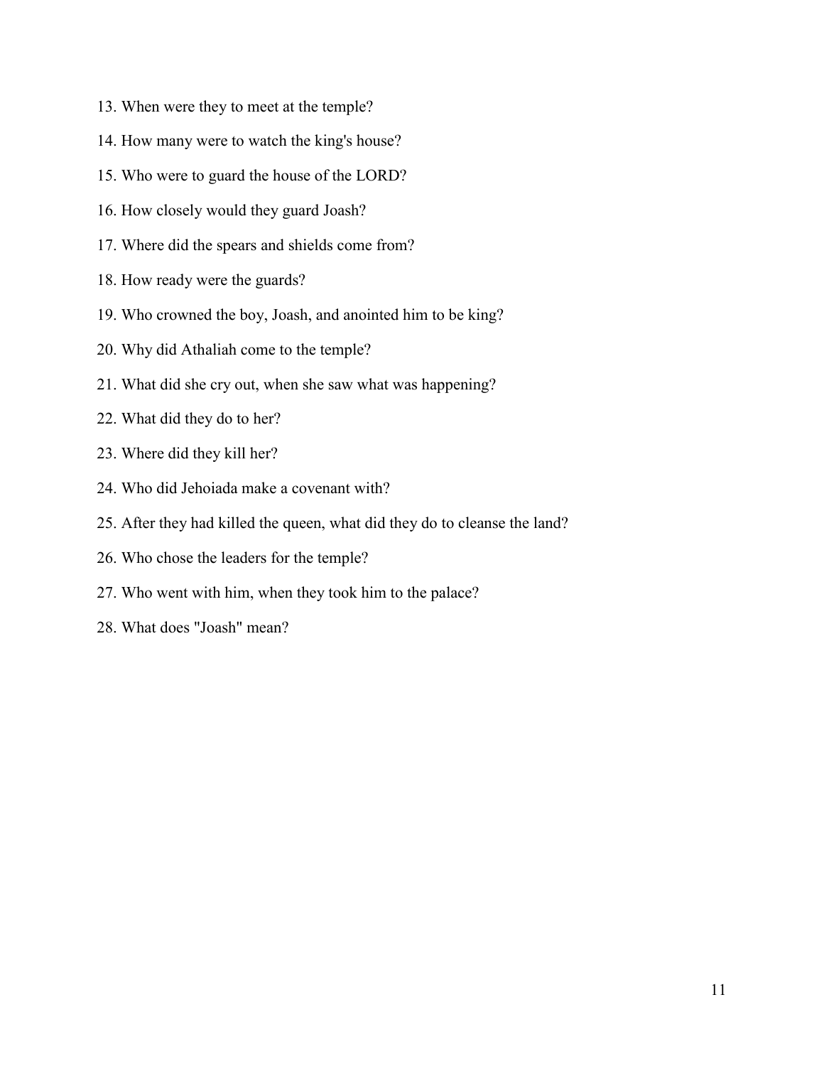13. When were they to meet at the temple?
14. How many were to watch the king's house?
15. Who were to guard the house of the LORD?
16. How closely would they guard Joash?
17. Where did the spears and shields come from?
18. How ready were the guards?
19. Who crowned the boy, Joash, and anointed him to be king?
20. Why did Athaliah come to the temple?
21. What did she cry out, when she saw what was happening?
22. What did they do to her?
23. Where did they kill her?
24. Who did Jehoiada make a covenant with?
25. After they had killed the queen, what did they do to cleanse the land?
26. Who chose the leaders for the temple?
27. Who went with him, when they took him to the palace?
28. What does "Joash" mean?